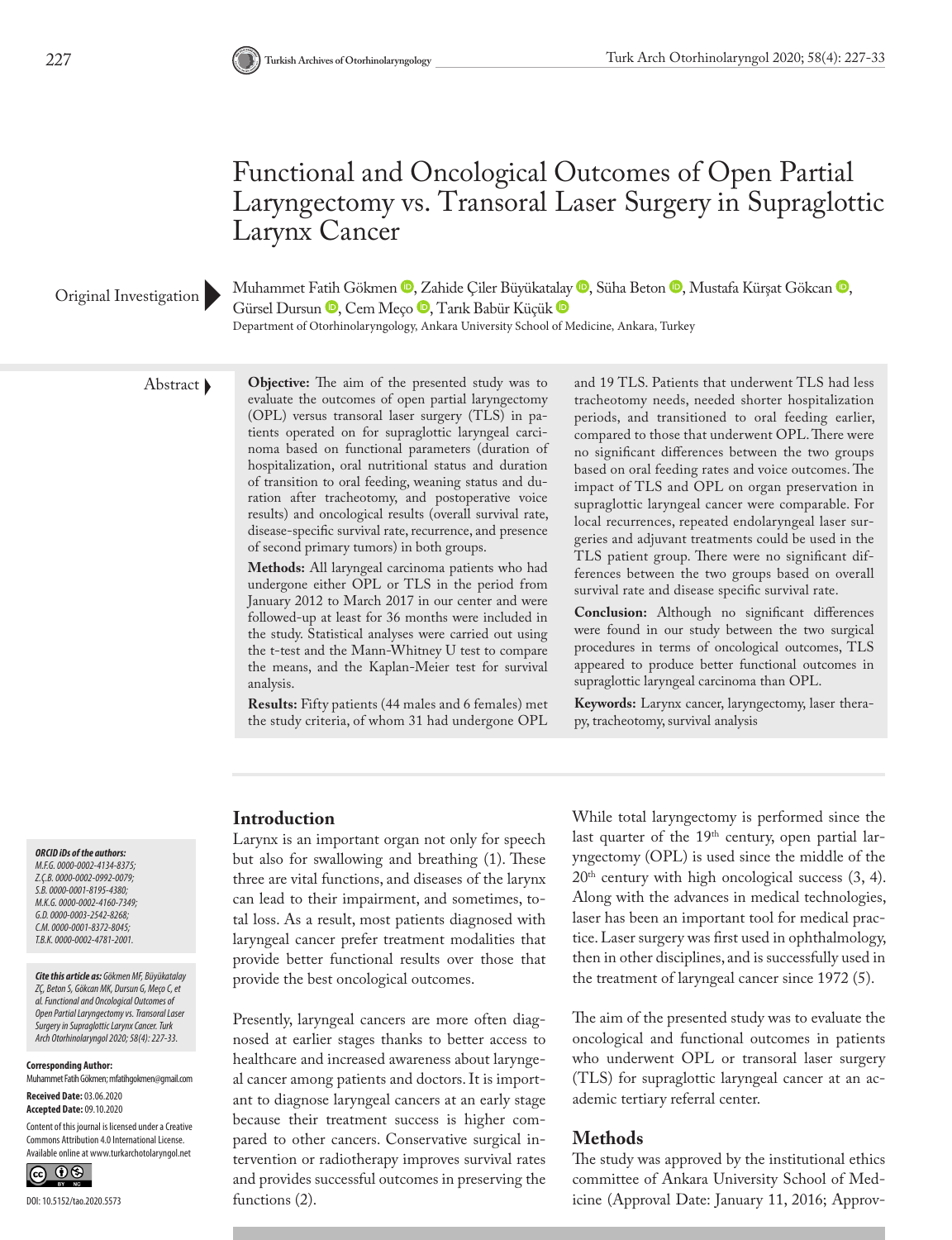# Functional and Oncological Outcomes of Open Partial Laryngectomy vs. Transoral Laser Surgery in Supraglottic Larynx Cancer

Original Investigation

Muhammet Fatih Gökmen, Zahide Çiler Büyükatalay, Süha Beton, Mustafa Kürşat Gökcan, Gürsel Dursun, Cem Meço, Tarık Babür Küçük

Department of Otorhinolaryngology, Ankara University School of Medicine, Ankara, Turkey

## Abstract

**Objective:** The aim of the presented study was to evaluate the outcomes of open partial laryngectomy (OPL) versus transoral laser surgery (TLS) in patients operated on for supraglottic laryngeal carcinoma based on functional parameters (duration of hospitalization, oral nutritional status and duration of transition to oral feeding, weaning status and duration after tracheotomy, and postoperative voice results) and oncological results (overall survival rate, disease-specific survival rate, recurrence, and presence of second primary tumors) in both groups.

**Methods:** All laryngeal carcinoma patients who had undergone either OPL or TLS in the period from January 2012 to March 2017 in our center and were followed-up at least for 36 months were included in the study. Statistical analyses were carried out using the t-test and the Mann-Whitney U test to compare the means, and the Kaplan-Meier test for survival analysis.

**Results:** Fifty patients (44 males and 6 females) met the study criteria, of whom 31 had undergone OPL and 19 TLS. Patients that underwent TLS had less tracheotomy needs, needed shorter hospitalization periods, and transitioned to oral feeding earlier, compared to those that underwent OPL. There were no significant differences between the two groups based on oral feeding rates and voice outcomes. The impact of TLS and OPL on organ preservation in supraglottic laryngeal cancer were comparable. For local recurrences, repeated endolaryngeal laser surgeries and adjuvant treatments could be used in the TLS patient group. There were no significant differences between the two groups based on overall survival rate and disease specific survival rate.

**Conclusion:** Although no significant differences were found in our study between the two surgical procedures in terms of oncological outcomes, TLS appeared to produce better functional outcomes in supraglottic laryngeal carcinoma than OPL.

**Keywords:** Larynx cancer, laryngectomy, laser therapy, tracheotomy, survival analysis

*ORCID iDs of the authors:*
*M.F.G. 0000-0002-4134-8375;*
*Z.Ç.B. 0000-0002-0992-0079;*
*S.B. 0000-0001-8195-4380;*
*M.K.G. 0000-0002-4160-7349;*
*G.D. 0000-0003-2542-8268;*
*C.M. 0000-0001-8372-8045;*
*T.B.K. 0000-0002-4781-2001.*

***Cite this article as:*** *Gökmen MF, Büyükatalay ZÇ, Beton S, Gökcan MK, Dursun G, Meço C, et al. Functional and Oncological Outcomes of Open Partial Laryngectomy vs. Transoral Laser Surgery in Supraglottic Larynx Cancer. Turk Arch Otorhinolaryngol 2020; 58(4): 227-33.*

**Corresponding Author:** Muhammet Fatih Gökmen; mfatihgokmen@gmail.com

**Received Date:** 03.06.2020
**Accepted Date:** 09.10.2020

Content of this journal is licensed under a Creative Commons Attribution 4.0 International License. Available online at www.turkarchotolaryngol.net

DOI: 10.5152/tao.2020.5573

## Introduction

Larynx is an important organ not only for speech but also for swallowing and breathing (1). These three are vital functions, and diseases of the larynx can lead to their impairment, and sometimes, total loss. As a result, most patients diagnosed with laryngeal cancer prefer treatment modalities that provide better functional results over those that provide the best oncological outcomes.

Presently, laryngeal cancers are more often diagnosed at earlier stages thanks to better access to healthcare and increased awareness about laryngeal cancer among patients and doctors. It is important to diagnose laryngeal cancers at an early stage because their treatment success is higher compared to other cancers. Conservative surgical intervention or radiotherapy improves survival rates and provides successful outcomes in preserving the functions (2).

While total laryngectomy is performed since the last quarter of the 19th century, open partial laryngectomy (OPL) is used since the middle of the 20th century with high oncological success (3, 4). Along with the advances in medical technologies, laser has been an important tool for medical practice. Laser surgery was first used in ophthalmology, then in other disciplines, and is successfully used in the treatment of laryngeal cancer since 1972 (5).

The aim of the presented study was to evaluate the oncological and functional outcomes in patients who underwent OPL or transoral laser surgery (TLS) for supraglottic laryngeal cancer at an academic tertiary referral center.

## Methods

The study was approved by the institutional ethics committee of Ankara University School of Medicine (Approval Date: January 11, 2016; Approv-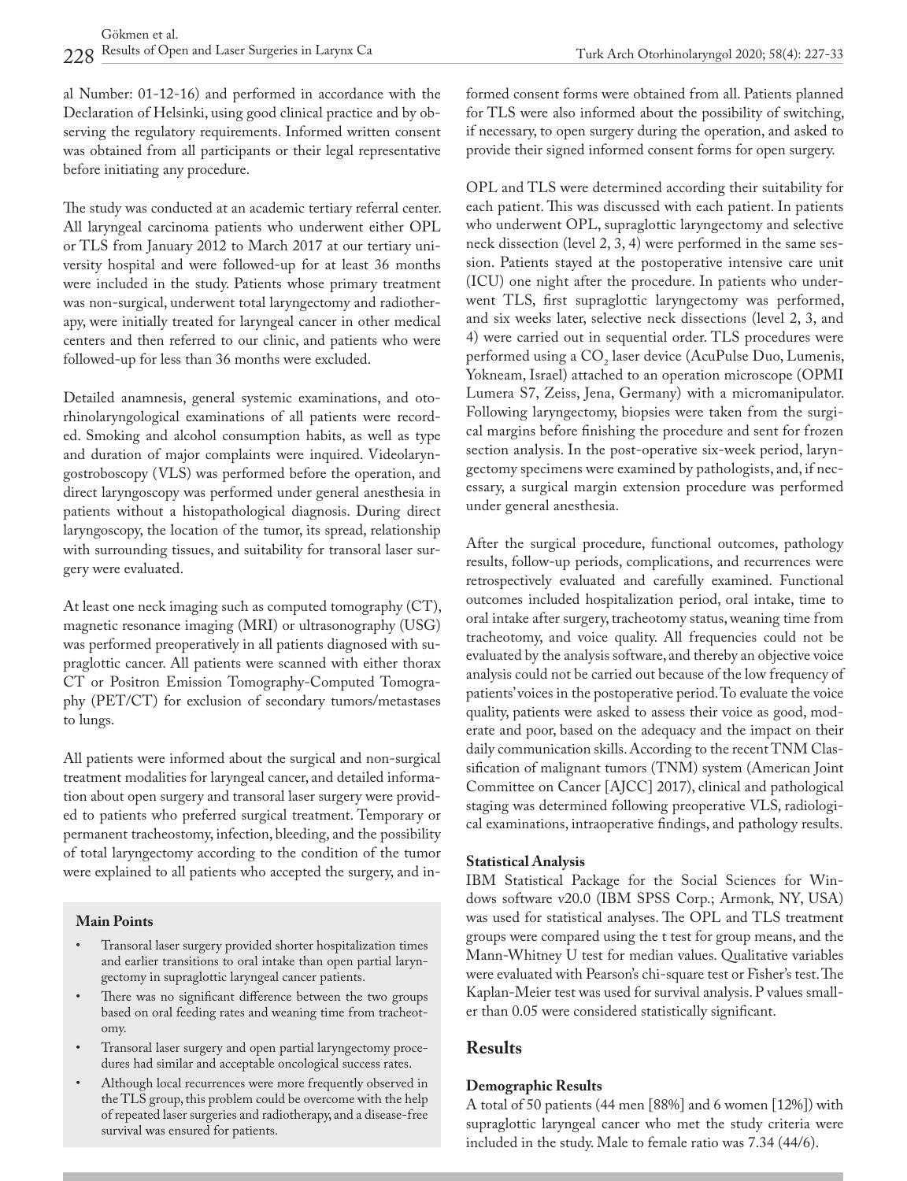al Number: 01-12-16) and performed in accordance with the Declaration of Helsinki, using good clinical practice and by observing the regulatory requirements. Informed written consent was obtained from all participants or their legal representative before initiating any procedure.

The study was conducted at an academic tertiary referral center. All laryngeal carcinoma patients who underwent either OPL or TLS from January 2012 to March 2017 at our tertiary university hospital and were followed-up for at least 36 months were included in the study. Patients whose primary treatment was non-surgical, underwent total laryngectomy and radiotherapy, were initially treated for laryngeal cancer in other medical centers and then referred to our clinic, and patients who were followed-up for less than 36 months were excluded.

Detailed anamnesis, general systemic examinations, and otorhinolaryngological examinations of all patients were recorded. Smoking and alcohol consumption habits, as well as type and duration of major complaints were inquired. Videolaryngostroboscopy (VLS) was performed before the operation, and direct laryngoscopy was performed under general anesthesia in patients without a histopathological diagnosis. During direct laryngoscopy, the location of the tumor, its spread, relationship with surrounding tissues, and suitability for transoral laser surgery were evaluated.

At least one neck imaging such as computed tomography (CT), magnetic resonance imaging (MRI) or ultrasonography (USG) was performed preoperatively in all patients diagnosed with supraglottic cancer. All patients were scanned with either thorax CT or Positron Emission Tomography-Computed Tomography (PET/CT) for exclusion of secondary tumors/metastases to lungs.

All patients were informed about the surgical and non-surgical treatment modalities for laryngeal cancer, and detailed information about open surgery and transoral laser surgery were provided to patients who preferred surgical treatment. Temporary or permanent tracheostomy, infection, bleeding, and the possibility of total laryngectomy according to the condition of the tumor were explained to all patients who accepted the surgery, and informed consent forms were obtained from all. Patients planned for TLS were also informed about the possibility of switching, if necessary, to open surgery during the operation, and asked to provide their signed informed consent forms for open surgery.

OPL and TLS were determined according their suitability for each patient. This was discussed with each patient. In patients who underwent OPL, supraglottic laryngectomy and selective neck dissection (level 2, 3, 4) were performed in the same session. Patients stayed at the postoperative intensive care unit (ICU) one night after the procedure. In patients who underwent TLS, first supraglottic laryngectomy was performed, and six weeks later, selective neck dissections (level 2, 3, and 4) were carried out in sequential order. TLS procedures were performed using a $CO_2$ laser device (AcuPulse Duo, Lumenis, Yokneam, Israel) attached to an operation microscope (OPMI Lumera S7, Zeiss, Jena, Germany) with a micromanipulator. Following laryngectomy, biopsies were taken from the surgical margins before finishing the procedure and sent for frozen section analysis. In the post-operative six-week period, laryngectomy specimens were examined by pathologists, and, if necessary, a surgical margin extension procedure was performed under general anesthesia.

After the surgical procedure, functional outcomes, pathology results, follow-up periods, complications, and recurrences were retrospectively evaluated and carefully examined. Functional outcomes included hospitalization period, oral intake, time to oral intake after surgery, tracheotomy status, weaning time from tracheotomy, and voice quality. All frequencies could not be evaluated by the analysis software, and thereby an objective voice analysis could not be carried out because of the low frequency of patients' voices in the postoperative period. To evaluate the voice quality, patients were asked to assess their voice as good, moderate and poor, based on the adequacy and the impact on their daily communication skills. According to the recent TNM Classification of malignant tumors (TNM) system (American Joint Committee on Cancer [AJCC] 2017), clinical and pathological staging was determined following preoperative VLS, radiological examinations, intraoperative findings, and pathology results.

### Statistical Analysis

IBM Statistical Package for the Social Sciences for Windows software v20.0 (IBM SPSS Corp.; Armonk, NY, USA) was used for statistical analyses. The OPL and TLS treatment groups were compared using the t test for group means, and the Mann-Whitney U test for median values. Qualitative variables were evaluated with Pearson's chi-square test or Fisher's test. The Kaplan-Meier test was used for survival analysis. P values smaller than 0.05 were considered statistically significant.

## Results

### Demographic Results

A total of 50 patients (44 men [88%] and 6 women [12%]) with supraglottic laryngeal cancer who met the study criteria were included in the study. Male to female ratio was 7.34 (44/6).

**Main Points**

- Transoral laser surgery provided shorter hospitalization times and earlier transitions to oral intake than open partial laryngectomy in supraglottic laryngeal cancer patients.
- There was no significant difference between the two groups based on oral feeding rates and weaning time from tracheotomy.
- Transoral laser surgery and open partial laryngectomy procedures had similar and acceptable oncological success rates.
- Although local recurrences were more frequently observed in the TLS group, this problem could be overcome with the help of repeated laser surgeries and radiotherapy, and a disease-free survival was ensured for patients.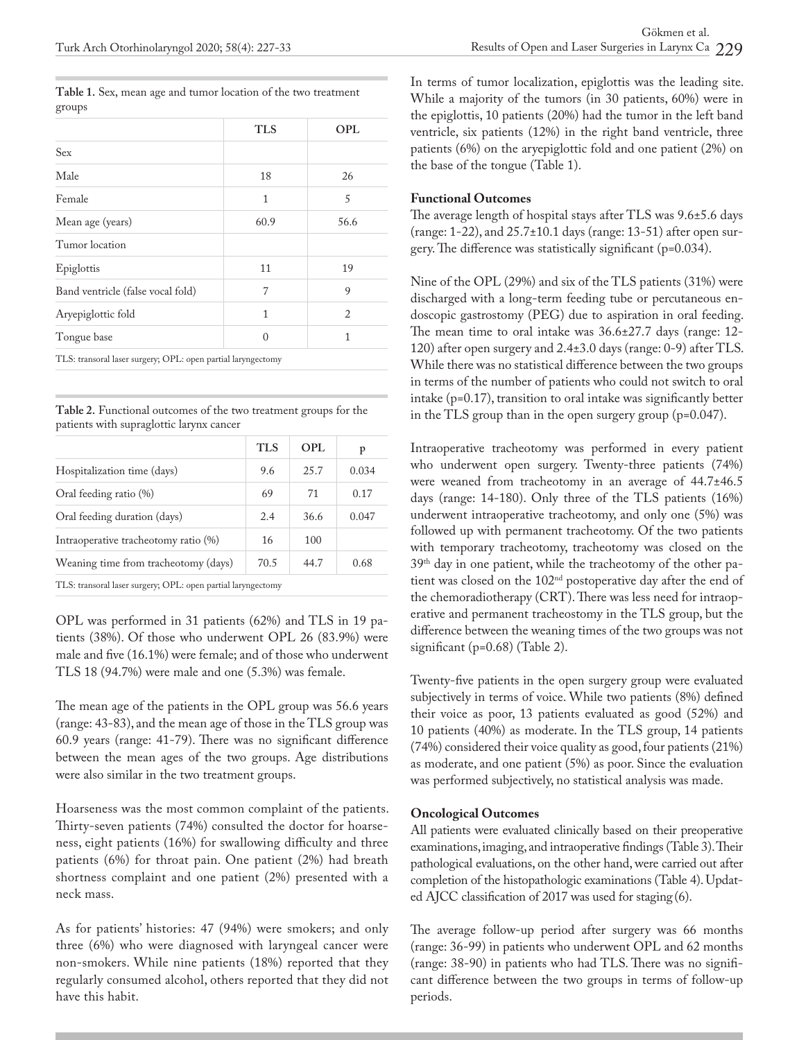**Table 1.** Sex, mean age and tumor location of the two treatment groups

| | TLS | OPL |
|---|---|---|
| Sex | | |
| Male | 18 | 26 |
| Female | 1 | 5 |
| Mean age (years) | 60.9 | 56.6 |
| Tumor location | | |
| Epiglottis | 11 | 19 |
| Band ventricle (false vocal fold) | 7 | 9 |
| Aryepiglottic fold | 1 | 2 |
| Tongue base | 0 | 1 |

TLS: transoral laser surgery; OPL: open partial laryngectomy

**Table 2.** Functional outcomes of the two treatment groups for the patients with supraglottic larynx cancer

| | TLS | OPL | p |
|---|---|---|---|
| Hospitalization time (days) | 9.6 | 25.7 | 0.034 |
| Oral feeding ratio (%) | 69 | 71 | 0.17 |
| Oral feeding duration (days) | 2.4 | 36.6 | 0.047 |
| Intraoperative tracheotomy ratio (%) | 16 | 100 | |
| Weaning time from tracheotomy (days) | 70.5 | 44.7 | 0.68 |

TLS: transoral laser surgery; OPL: open partial laryngectomy

OPL was performed in 31 patients (62%) and TLS in 19 patients (38%). Of those who underwent OPL 26 (83.9%) were male and five (16.1%) were female; and of those who underwent TLS 18 (94.7%) were male and one (5.3%) was female.

The mean age of the patients in the OPL group was 56.6 years (range: 43-83), and the mean age of those in the TLS group was 60.9 years (range: 41-79). There was no significant difference between the mean ages of the two groups. Age distributions were also similar in the two treatment groups.

Hoarseness was the most common complaint of the patients. Thirty-seven patients (74%) consulted the doctor for hoarseness, eight patients (16%) for swallowing difficulty and three patients (6%) for throat pain. One patient (2%) had breath shortness complaint and one patient (2%) presented with a neck mass.

As for patients' histories: 47 (94%) were smokers; and only three (6%) who were diagnosed with laryngeal cancer were non-smokers. While nine patients (18%) reported that they regularly consumed alcohol, others reported that they did not have this habit.

In terms of tumor localization, epiglottis was the leading site. While a majority of the tumors (in 30 patients, 60%) were in the epiglottis, 10 patients (20%) had the tumor in the left band ventricle, six patients (12%) in the right band ventricle, three patients (6%) on the aryepiglottic fold and one patient (2%) on the base of the tongue (Table 1).

**Functional Outcomes**

The average length of hospital stays after TLS was 9.6±5.6 days (range: 1-22), and 25.7±10.1 days (range: 13-51) after open surgery. The difference was statistically significant (p=0.034).

Nine of the OPL (29%) and six of the TLS patients (31%) were discharged with a long-term feeding tube or percutaneous endoscopic gastrostomy (PEG) due to aspiration in oral feeding. The mean time to oral intake was 36.6±27.7 days (range: 12-120) after open surgery and 2.4±3.0 days (range: 0-9) after TLS. While there was no statistical difference between the two groups in terms of the number of patients who could not switch to oral intake (p=0.17), transition to oral intake was significantly better in the TLS group than in the open surgery group (p=0.047).

Intraoperative tracheotomy was performed in every patient who underwent open surgery. Twenty-three patients (74%) were weaned from tracheotomy in an average of 44.7±46.5 days (range: 14-180). Only three of the TLS patients (16%) underwent intraoperative tracheotomy, and only one (5%) was followed up with permanent tracheotomy. Of the two patients with temporary tracheotomy, tracheotomy was closed on the 39th day in one patient, while the tracheotomy of the other patient was closed on the 102nd postoperative day after the end of the chemoradiotherapy (CRT). There was less need for intraoperative and permanent tracheostomy in the TLS group, but the difference between the weaning times of the two groups was not significant (p=0.68) (Table 2).

Twenty-five patients in the open surgery group were evaluated subjectively in terms of voice. While two patients (8%) defined their voice as poor, 13 patients evaluated as good (52%) and 10 patients (40%) as moderate. In the TLS group, 14 patients (74%) considered their voice quality as good, four patients (21%) as moderate, and one patient (5%) as poor. Since the evaluation was performed subjectively, no statistical analysis was made.

**Oncological Outcomes**

All patients were evaluated clinically based on their preoperative examinations, imaging, and intraoperative findings (Table 3). Their pathological evaluations, on the other hand, were carried out after completion of the histopathologic examinations (Table 4). Updated AJCC classification of 2017 was used for staging (6).

The average follow-up period after surgery was 66 months (range: 36-99) in patients who underwent OPL and 62 months (range: 38-90) in patients who had TLS. There was no significant difference between the two groups in terms of follow-up periods.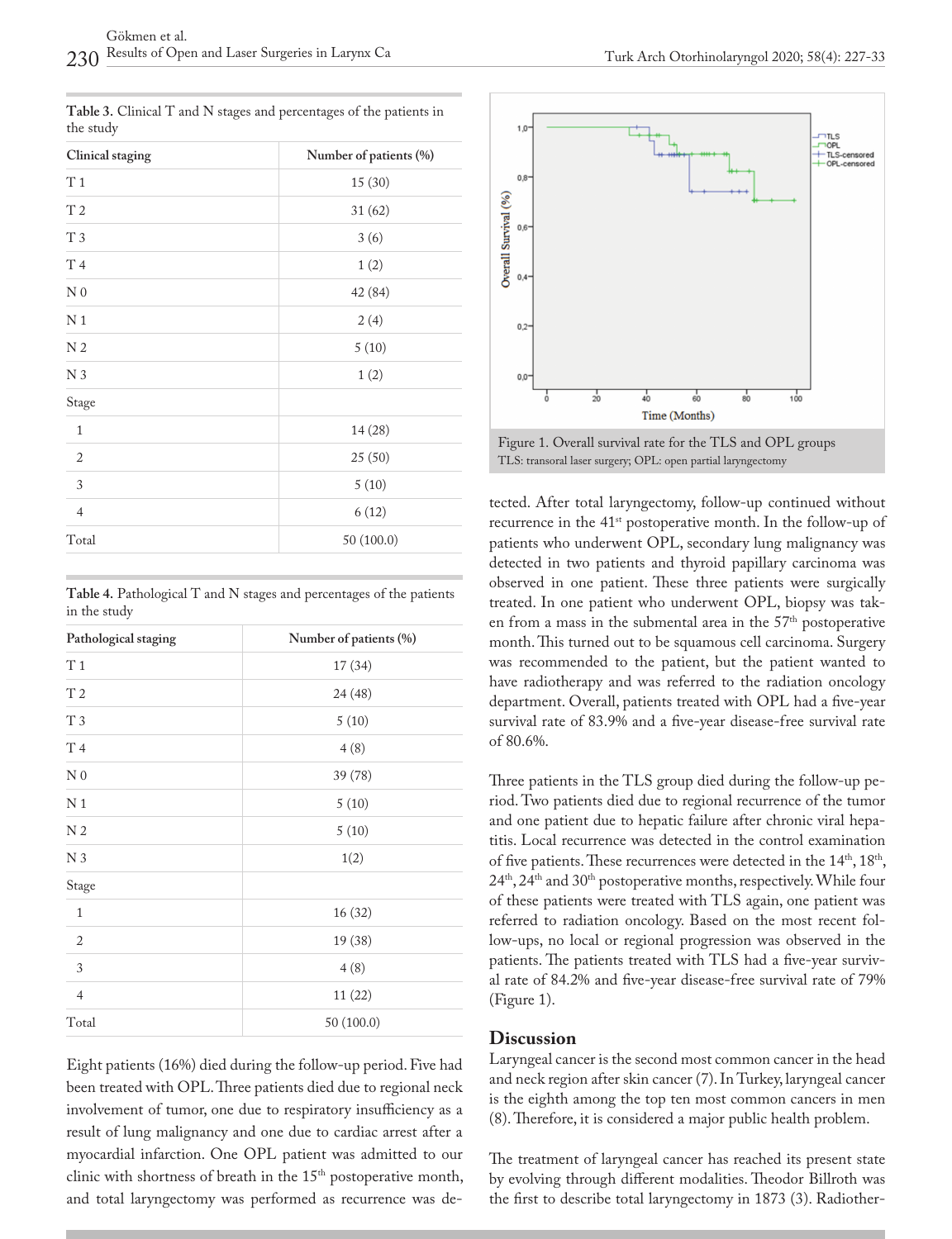**Table 3.** Clinical T and N stages and percentages of the patients in the study

| Clinical staging | Number of patients (%) |
|---|---|
| T 1 | 15 (30) |
| T 2 | 31 (62) |
| T 3 | 3 (6) |
| T 4 | 1 (2) |
| N 0 | 42 (84) |
| N 1 | 2 (4) |
| N 2 | 5 (10) |
| N 3 | 1 (2) |
| Stage | |
| 1 | 14 (28) |
| 2 | 25 (50) |
| 3 | 5 (10) |
| 4 | 6 (12) |
| Total | 50 (100.0) |

**Table 4.** Pathological T and N stages and percentages of the patients in the study

| Pathological staging | Number of patients (%) |
|---|---|
| T 1 | 17 (34) |
| T 2 | 24 (48) |
| T 3 | 5 (10) |
| T 4 | 4 (8) |
| N 0 | 39 (78) |
| N 1 | 5 (10) |
| N 2 | 5 (10) |
| N 3 | 1(2) |
| Stage | |
| 1 | 16 (32) |
| 2 | 19 (38) |
| 3 | 4 (8) |
| 4 | 11 (22) |
| Total | 50 (100.0) |

Eight patients (16%) died during the follow-up period. Five had been treated with OPL. Three patients died due to regional neck involvement of tumor, one due to respiratory insufficiency as a result of lung malignancy and one due to cardiac arrest after a myocardial infarction. One OPL patient was admitted to our clinic with shortness of breath in the 15th postoperative month, and total laryngectomy was performed as recurrence was detected. After total laryngectomy, follow-up continued without recurrence in the 41st postoperative month. In the follow-up of patients who underwent OPL, secondary lung malignancy was detected in two patients and thyroid papillary carcinoma was observed in one patient. These three patients were surgically treated. In one patient who underwent OPL, biopsy was taken from a mass in the submental area in the 57th postoperative month. This turned out to be squamous cell carcinoma. Surgery was recommended to the patient, but the patient wanted to have radiotherapy and was referred to the radiation oncology department. Overall, patients treated with OPL had a five-year survival rate of 83.9% and a five-year disease-free survival rate of 80.6%.

Figure 1. Overall survival rate for the TLS and OPL groups
TLS: transoral laser surgery; OPL: open partial laryngectomy

Three patients in the TLS group died during the follow-up period. Two patients died due to regional recurrence of the tumor and one patient due to hepatic failure after chronic viral hepatitis. Local recurrence was detected in the control examination of five patients. These recurrences were detected in the 14th, 18th, 24th, 24th and 30th postoperative months, respectively. While four of these patients were treated with TLS again, one patient was referred to radiation oncology. Based on the most recent follow-ups, no local or regional progression was observed in the patients. The patients treated with TLS had a five-year survival rate of 84.2% and five-year disease-free survival rate of 79% (Figure 1).

## Discussion

Laryngeal cancer is the second most common cancer in the head and neck region after skin cancer (7). In Turkey, laryngeal cancer is the eighth among the top ten most common cancers in men (8). Therefore, it is considered a major public health problem.

The treatment of laryngeal cancer has reached its present state by evolving through different modalities. Theodor Billroth was the first to describe total laryngectomy in 1873 (3). Radiother-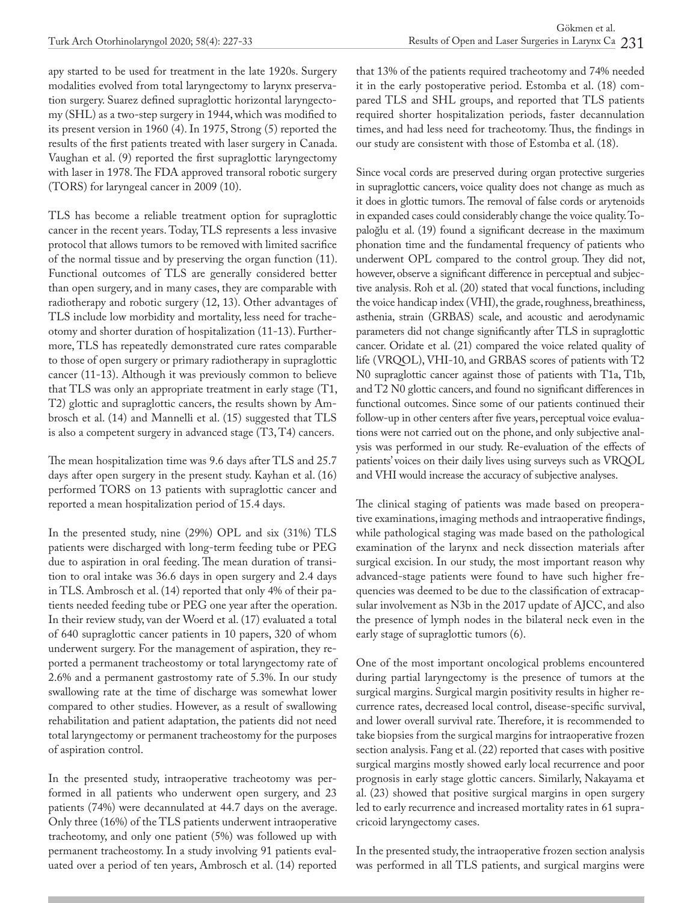apy started to be used for treatment in the late 1920s. Surgery modalities evolved from total laryngectomy to larynx preservation surgery. Suarez defined supraglottic horizontal laryngectomy (SHL) as a two-step surgery in 1944, which was modified to its present version in 1960 (4). In 1975, Strong (5) reported the results of the first patients treated with laser surgery in Canada. Vaughan et al. (9) reported the first supraglottic laryngectomy with laser in 1978. The FDA approved transoral robotic surgery (TORS) for laryngeal cancer in 2009 (10).

TLS has become a reliable treatment option for supraglottic cancer in the recent years. Today, TLS represents a less invasive protocol that allows tumors to be removed with limited sacrifice of the normal tissue and by preserving the organ function (11). Functional outcomes of TLS are generally considered better than open surgery, and in many cases, they are comparable with radiotherapy and robotic surgery (12, 13). Other advantages of TLS include low morbidity and mortality, less need for tracheotomy and shorter duration of hospitalization (11-13). Furthermore, TLS has repeatedly demonstrated cure rates comparable to those of open surgery or primary radiotherapy in supraglottic cancer (11-13). Although it was previously common to believe that TLS was only an appropriate treatment in early stage (T1, T2) glottic and supraglottic cancers, the results shown by Ambrosch et al. (14) and Mannelli et al. (15) suggested that TLS is also a competent surgery in advanced stage (T3, T4) cancers.

The mean hospitalization time was 9.6 days after TLS and 25.7 days after open surgery in the present study. Kayhan et al. (16) performed TORS on 13 patients with supraglottic cancer and reported a mean hospitalization period of 15.4 days.

In the presented study, nine (29%) OPL and six (31%) TLS patients were discharged with long-term feeding tube or PEG due to aspiration in oral feeding. The mean duration of transition to oral intake was 36.6 days in open surgery and 2.4 days in TLS. Ambrosch et al. (14) reported that only 4% of their patients needed feeding tube or PEG one year after the operation. In their review study, van der Woerd et al. (17) evaluated a total of 640 supraglottic cancer patients in 10 papers, 320 of whom underwent surgery. For the management of aspiration, they reported a permanent tracheostomy or total laryngectomy rate of 2.6% and a permanent gastrostomy rate of 5.3%. In our study swallowing rate at the time of discharge was somewhat lower compared to other studies. However, as a result of swallowing rehabilitation and patient adaptation, the patients did not need total laryngectomy or permanent tracheostomy for the purposes of aspiration control.

In the presented study, intraoperative tracheotomy was performed in all patients who underwent open surgery, and 23 patients (74%) were decannulated at 44.7 days on the average. Only three (16%) of the TLS patients underwent intraoperative tracheotomy, and only one patient (5%) was followed up with permanent tracheostomy. In a study involving 91 patients evaluated over a period of ten years, Ambrosch et al. (14) reported that 13% of the patients required tracheotomy and 74% needed it in the early postoperative period. Estomba et al. (18) compared TLS and SHL groups, and reported that TLS patients required shorter hospitalization periods, faster decannulation times, and had less need for tracheotomy. Thus, the findings in our study are consistent with those of Estomba et al. (18).

Since vocal cords are preserved during organ protective surgeries in supraglottic cancers, voice quality does not change as much as it does in glottic tumors. The removal of false cords or arytenoids in expanded cases could considerably change the voice quality. Topaloğlu et al. (19) found a significant decrease in the maximum phonation time and the fundamental frequency of patients who underwent OPL compared to the control group. They did not, however, observe a significant difference in perceptual and subjective analysis. Roh et al. (20) stated that vocal functions, including the voice handicap index (VHI), the grade, roughness, breathiness, asthenia, strain (GRBAS) scale, and acoustic and aerodynamic parameters did not change significantly after TLS in supraglottic cancer. Oridate et al. (21) compared the voice related quality of life (VRQOL), VHI-10, and GRBAS scores of patients with T2 N0 supraglottic cancer against those of patients with T1a, T1b, and T2 N0 glottic cancers, and found no significant differences in functional outcomes. Since some of our patients continued their follow-up in other centers after five years, perceptual voice evaluations were not carried out on the phone, and only subjective analysis was performed in our study. Re-evaluation of the effects of patients' voices on their daily lives using surveys such as VRQOL and VHI would increase the accuracy of subjective analyses.

The clinical staging of patients was made based on preoperative examinations, imaging methods and intraoperative findings, while pathological staging was made based on the pathological examination of the larynx and neck dissection materials after surgical excision. In our study, the most important reason why advanced-stage patients were found to have such higher frequencies was deemed to be due to the classification of extracapsular involvement as N3b in the 2017 update of AJCC, and also the presence of lymph nodes in the bilateral neck even in the early stage of supraglottic tumors (6).

One of the most important oncological problems encountered during partial laryngectomy is the presence of tumors at the surgical margins. Surgical margin positivity results in higher recurrence rates, decreased local control, disease-specific survival, and lower overall survival rate. Therefore, it is recommended to take biopsies from the surgical margins for intraoperative frozen section analysis. Fang et al. (22) reported that cases with positive surgical margins mostly showed early local recurrence and poor prognosis in early stage glottic cancers. Similarly, Nakayama et al. (23) showed that positive surgical margins in open surgery led to early recurrence and increased mortality rates in 61 supracricoid laryngectomy cases.

In the presented study, the intraoperative frozen section analysis was performed in all TLS patients, and surgical margins were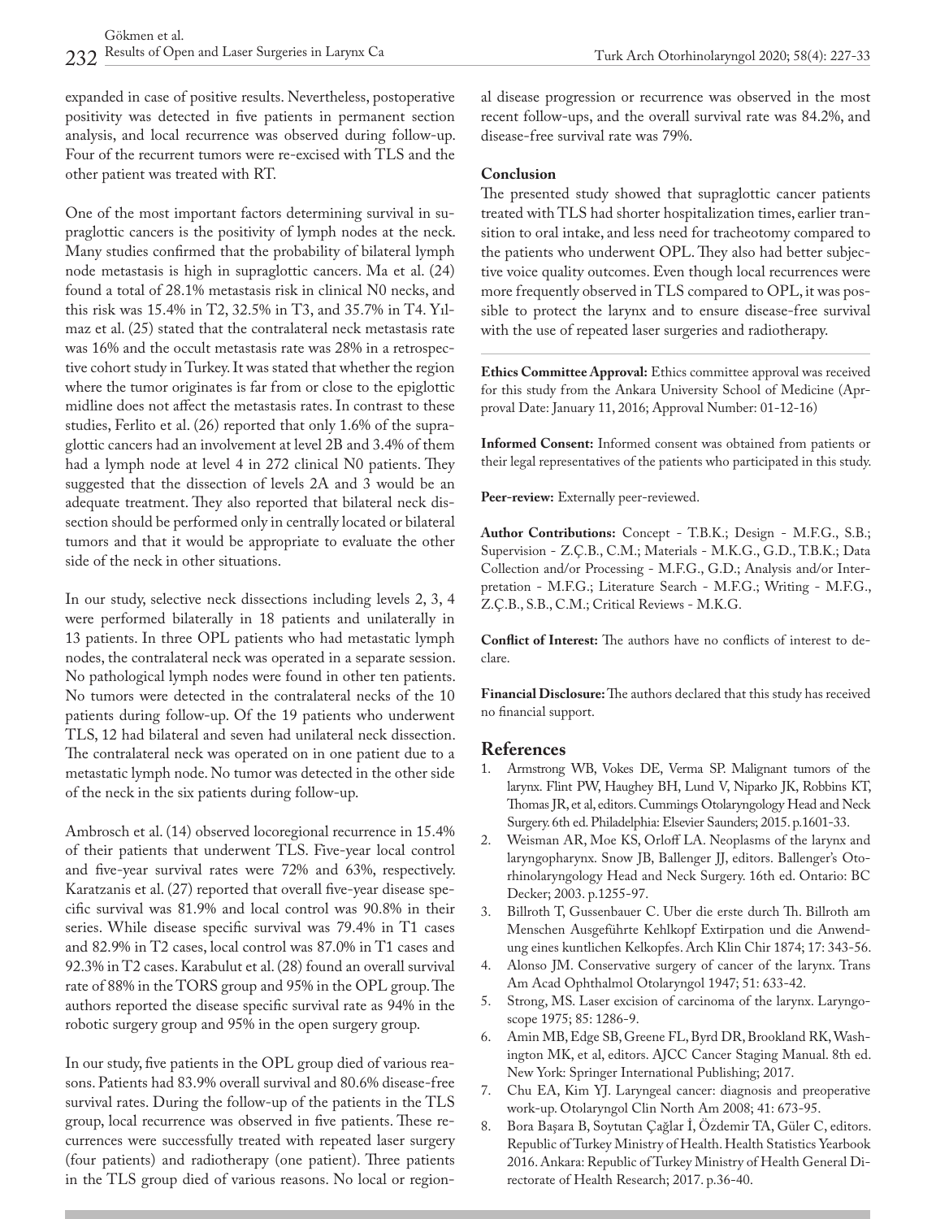expanded in case of positive results. Nevertheless, postoperative positivity was detected in five patients in permanent section analysis, and local recurrence was observed during follow-up. Four of the recurrent tumors were re-excised with TLS and the other patient was treated with RT.

One of the most important factors determining survival in supraglottic cancers is the positivity of lymph nodes at the neck. Many studies confirmed that the probability of bilateral lymph node metastasis is high in supraglottic cancers. Ma et al. (24) found a total of 28.1% metastasis risk in clinical N0 necks, and this risk was 15.4% in T2, 32.5% in T3, and 35.7% in T4. Yılmaz et al. (25) stated that the contralateral neck metastasis rate was 16% and the occult metastasis rate was 28% in a retrospective cohort study in Turkey. It was stated that whether the region where the tumor originates is far from or close to the epiglottic midline does not affect the metastasis rates. In contrast to these studies, Ferlito et al. (26) reported that only 1.6% of the supraglottic cancers had an involvement at level 2B and 3.4% of them had a lymph node at level 4 in 272 clinical N0 patients. They suggested that the dissection of levels 2A and 3 would be an adequate treatment. They also reported that bilateral neck dissection should be performed only in centrally located or bilateral tumors and that it would be appropriate to evaluate the other side of the neck in other situations.

In our study, selective neck dissections including levels 2, 3, 4 were performed bilaterally in 18 patients and unilaterally in 13 patients. In three OPL patients who had metastatic lymph nodes, the contralateral neck was operated in a separate session. No pathological lymph nodes were found in other ten patients. No tumors were detected in the contralateral necks of the 10 patients during follow-up. Of the 19 patients who underwent TLS, 12 had bilateral and seven had unilateral neck dissection. The contralateral neck was operated on in one patient due to a metastatic lymph node. No tumor was detected in the other side of the neck in the six patients during follow-up.

Ambrosch et al. (14) observed locoregional recurrence in 15.4% of their patients that underwent TLS. Five-year local control and five-year survival rates were 72% and 63%, respectively. Karatzanis et al. (27) reported that overall five-year disease specific survival was 81.9% and local control was 90.8% in their series. While disease specific survival was 79.4% in T1 cases and 82.9% in T2 cases, local control was 87.0% in T1 cases and 92.3% in T2 cases. Karabulut et al. (28) found an overall survival rate of 88% in the TORS group and 95% in the OPL group. The authors reported the disease specific survival rate as 94% in the robotic surgery group and 95% in the open surgery group.

In our study, five patients in the OPL group died of various reasons. Patients had 83.9% overall survival and 80.6% disease-free survival rates. During the follow-up of the patients in the TLS group, local recurrence was observed in five patients. These recurrences were successfully treated with repeated laser surgery (four patients) and radiotherapy (one patient). Three patients in the TLS group died of various reasons. No local or regional disease progression or recurrence was observed in the most recent follow-ups, and the overall survival rate was 84.2%, and disease-free survival rate was 79%.

## Conclusion

The presented study showed that supraglottic cancer patients treated with TLS had shorter hospitalization times, earlier transition to oral intake, and less need for tracheotomy compared to the patients who underwent OPL. They also had better subjective voice quality outcomes. Even though local recurrences were more frequently observed in TLS compared to OPL, it was possible to protect the larynx and to ensure disease-free survival with the use of repeated laser surgeries and radiotherapy.

**Ethics Committee Approval:** Ethics committee approval was received for this study from the Ankara University School of Medicine (Approval Date: January 11, 2016; Approval Number: 01-12-16)

**Informed Consent:** Informed consent was obtained from patients or their legal representatives of the patients who participated in this study.

**Peer-review:** Externally peer-reviewed.

**Author Contributions:** Concept - T.B.K.; Design - M.F.G., S.B.; Supervision - Z.Ç.B., C.M.; Materials - M.K.G., G.D., T.B.K.; Data Collection and/or Processing - M.F.G., G.D.; Analysis and/or Interpretation - M.F.G.; Literature Search - M.F.G.; Writing - M.F.G., Z.Ç.B., S.B., C.M.; Critical Reviews - M.K.G.

**Conflict of Interest:** The authors have no conflicts of interest to declare.

**Financial Disclosure:** The authors declared that this study has received no financial support.

## References

1. Armstrong WB, Vokes DE, Verma SP. Malignant tumors of the larynx. Flint PW, Haughey BH, Lund V, Niparko JK, Robbins KT, Thomas JR, et al, editors. Cummings Otolaryngology Head and Neck Surgery. 6th ed. Philadelphia: Elsevier Saunders; 2015. p.1601-33.
2. Weisman AR, Moe KS, Orloff LA. Neoplasms of the larynx and laryngopharynx. Snow JB, Ballenger JJ, editors. Ballenger's Otorhinolaryngology Head and Neck Surgery. 16th ed. Ontario: BC Decker; 2003. p.1255-97.
3. Billroth T, Gussenbauer C. Uber die erste durch Th. Billroth am Menschen Ausgeführte Kehlkopf Extirpation und die Anwendung eines kuntlichen Kelkopfes. Arch Klin Chir 1874; 17: 343-56.
4. Alonso JM. Conservative surgery of cancer of the larynx. Trans Am Acad Ophthalmol Otolaryngol 1947; 51: 633-42.
5. Strong, MS. Laser excision of carcinoma of the larynx. Laryngoscope 1975; 85: 1286-9.
6. Amin MB, Edge SB, Greene FL, Byrd DR, Brookland RK, Washington MK, et al, editors. AJCC Cancer Staging Manual. 8th ed. New York: Springer International Publishing; 2017.
7. Chu EA, Kim YJ. Laryngeal cancer: diagnosis and preoperative work-up. Otolaryngol Clin North Am 2008; 41: 673-95.
8. Bora Başara B, Soytutan Çağlar İ, Özdemir TA, Güler C, editors. Republic of Turkey Ministry of Health. Health Statistics Yearbook 2016. Ankara: Republic of Turkey Ministry of Health General Directorate of Health Research; 2017. p.36-40.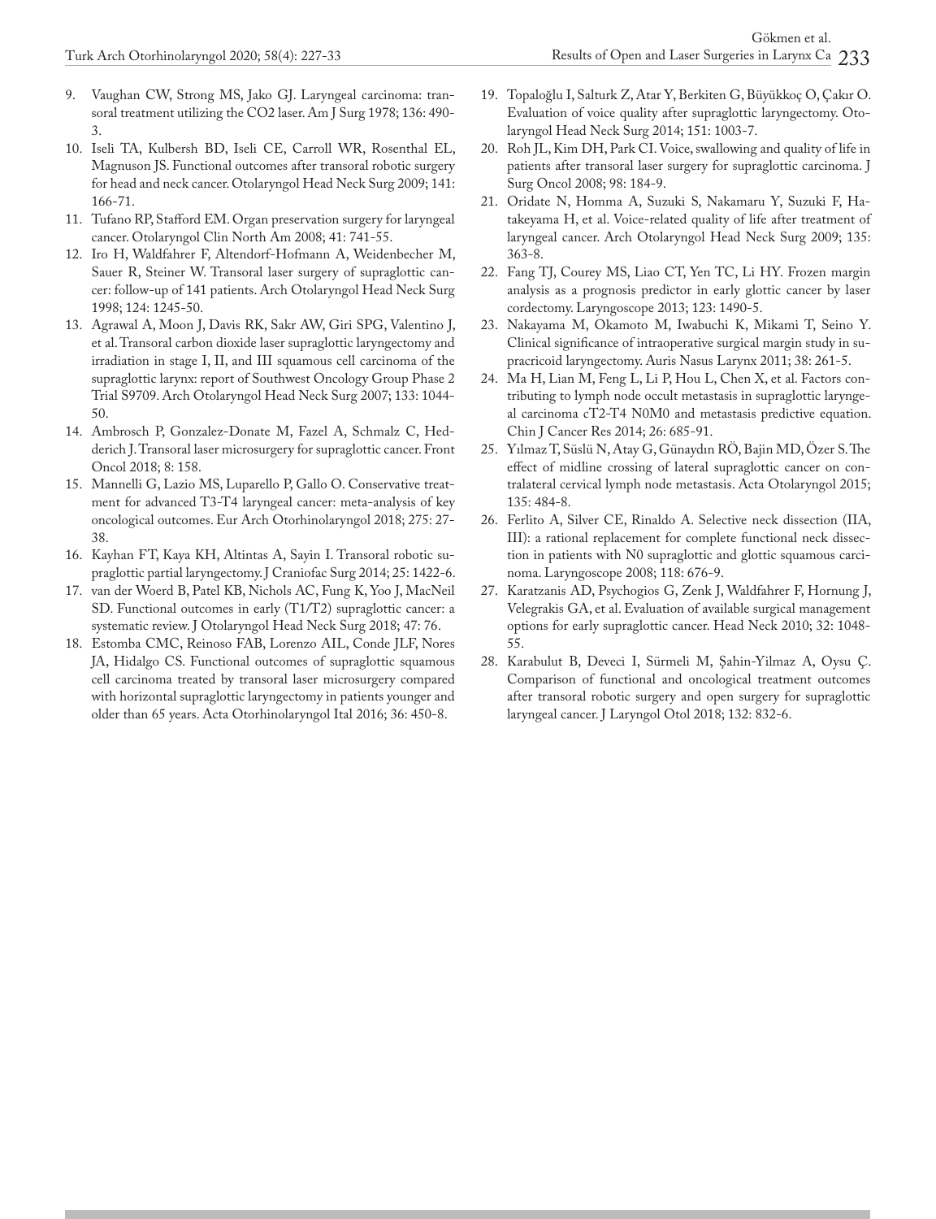9. Vaughan CW, Strong MS, Jako GJ. Laryngeal carcinoma: transoral treatment utilizing the CO2 laser. Am J Surg 1978; 136: 490-3.
10. Iseli TA, Kulbersh BD, Iseli CE, Carroll WR, Rosenthal EL, Magnuson JS. Functional outcomes after transoral robotic surgery for head and neck cancer. Otolaryngol Head Neck Surg 2009; 141: 166-71.
11. Tufano RP, Stafford EM. Organ preservation surgery for laryngeal cancer. Otolaryngol Clin North Am 2008; 41: 741-55.
12. Iro H, Waldfahrer F, Altendorf-Hofmann A, Weidenbecher M, Sauer R, Steiner W. Transoral laser surgery of supraglottic cancer: follow-up of 141 patients. Arch Otolaryngol Head Neck Surg 1998; 124: 1245-50.
13. Agrawal A, Moon J, Davis RK, Sakr AW, Giri SPG, Valentino J, et al. Transoral carbon dioxide laser supraglottic laryngectomy and irradiation in stage I, II, and III squamous cell carcinoma of the supraglottic larynx: report of Southwest Oncology Group Phase 2 Trial S9709. Arch Otolaryngol Head Neck Surg 2007; 133: 1044-50.
14. Ambrosch P, Gonzalez-Donate M, Fazel A, Schmalz C, Hedderich J. Transoral laser microsurgery for supraglottic cancer. Front Oncol 2018; 8: 158.
15. Mannelli G, Lazio MS, Luparello P, Gallo O. Conservative treatment for advanced T3-T4 laryngeal cancer: meta-analysis of key oncological outcomes. Eur Arch Otorhinolaryngol 2018; 275: 27-38.
16. Kayhan FT, Kaya KH, Altintas A, Sayin I. Transoral robotic supraglottic partial laryngectomy. J Craniofac Surg 2014; 25: 1422-6.
17. van der Woerd B, Patel KB, Nichols AC, Fung K, Yoo J, MacNeil SD. Functional outcomes in early (T1/T2) supraglottic cancer: a systematic review. J Otolaryngol Head Neck Surg 2018; 47: 76.
18. Estomba CMC, Reinoso FAB, Lorenzo AIL, Conde JLF, Nores JA, Hidalgo CS. Functional outcomes of supraglottic squamous cell carcinoma treated by transoral laser microsurgery compared with horizontal supraglottic laryngectomy in patients younger and older than 65 years. Acta Otorhinolaryngol Ital 2016; 36: 450-8.
19. Topaloğlu I, Salturk Z, Atar Y, Berkiten G, Büyükkoç O, Çakır O. Evaluation of voice quality after supraglottic laryngectomy. Otolaryngol Head Neck Surg 2014; 151: 1003-7.
20. Roh JL, Kim DH, Park CI. Voice, swallowing and quality of life in patients after transoral laser surgery for supraglottic carcinoma. J Surg Oncol 2008; 98: 184-9.
21. Oridate N, Homma A, Suzuki S, Nakamaru Y, Suzuki F, Hatakeyama H, et al. Voice-related quality of life after treatment of laryngeal cancer. Arch Otolaryngol Head Neck Surg 2009; 135: 363-8.
22. Fang TJ, Courey MS, Liao CT, Yen TC, Li HY. Frozen margin analysis as a prognosis predictor in early glottic cancer by laser cordectomy. Laryngoscope 2013; 123: 1490-5.
23. Nakayama M, Okamoto M, Iwabuchi K, Mikami T, Seino Y. Clinical significance of intraoperative surgical margin study in supracricoid laryngectomy. Auris Nasus Larynx 2011; 38: 261-5.
24. Ma H, Lian M, Feng L, Li P, Hou L, Chen X, et al. Factors contributing to lymph node occult metastasis in supraglottic laryngeal carcinoma cT2-T4 N0M0 and metastasis predictive equation. Chin J Cancer Res 2014; 26: 685-91.
25. Yılmaz T, Süslü N, Atay G, Günaydın RÖ, Bajin MD, Özer S. The effect of midline crossing of lateral supraglottic cancer on contralateral cervical lymph node metastasis. Acta Otolaryngol 2015; 135: 484-8.
26. Ferlito A, Silver CE, Rinaldo A. Selective neck dissection (IIA, III): a rational replacement for complete functional neck dissection in patients with N0 supraglottic and glottic squamous carcinoma. Laryngoscope 2008; 118: 676-9.
27. Karatzanis AD, Psychogios G, Zenk J, Waldfahrer F, Hornung J, Velegrakis GA, et al. Evaluation of available surgical management options for early supraglottic cancer. Head Neck 2010; 32: 1048-55.
28. Karabulut B, Deveci I, Sürmeli M, Şahin-Yilmaz A, Oysu Ç. Comparison of functional and oncological treatment outcomes after transoral robotic surgery and open surgery for supraglottic laryngeal cancer. J Laryngol Otol 2018; 132: 832-6.